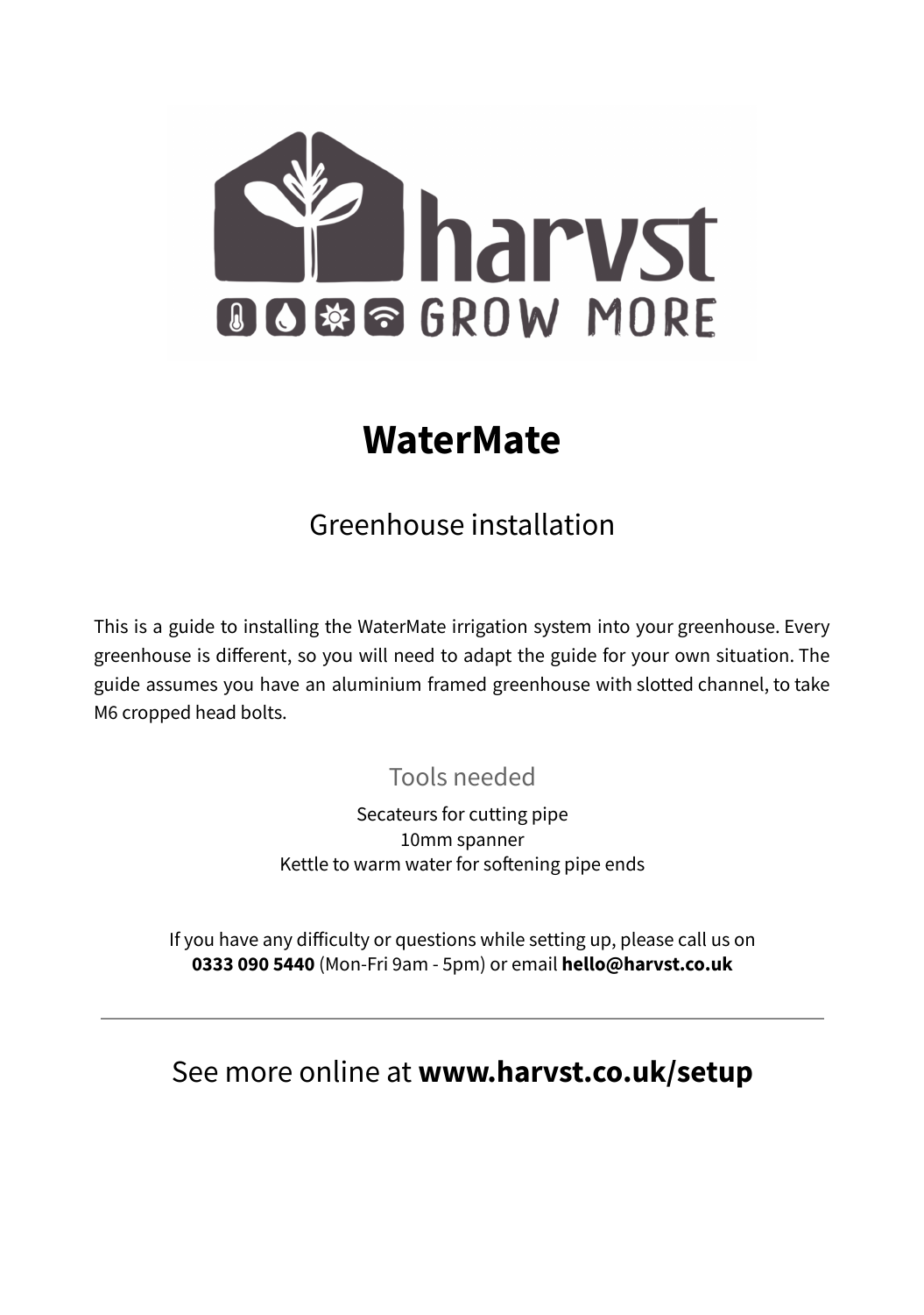# WaterMate

## Greenhouse installation

This is a guide to installing the WaterMate irrigation system into your greenhouse. Every greenhouse is different, so you will need to adapt the guide for your own situation. The guide assumes you have an aluminium framed greenhouse with slotted channel, to take M6 cropped head bolts.

### Tools needed

Secateurs for cutting pipe
10mm spanner
Kettle to warm water for softening pipe ends

If you have any difficulty or questions while setting up, please call us on **0333 090 5440** (Mon-Fri 9am - 5pm) or email **hello@harvst.co.uk**

---

## See more online at **www.harvst.co.uk/setup**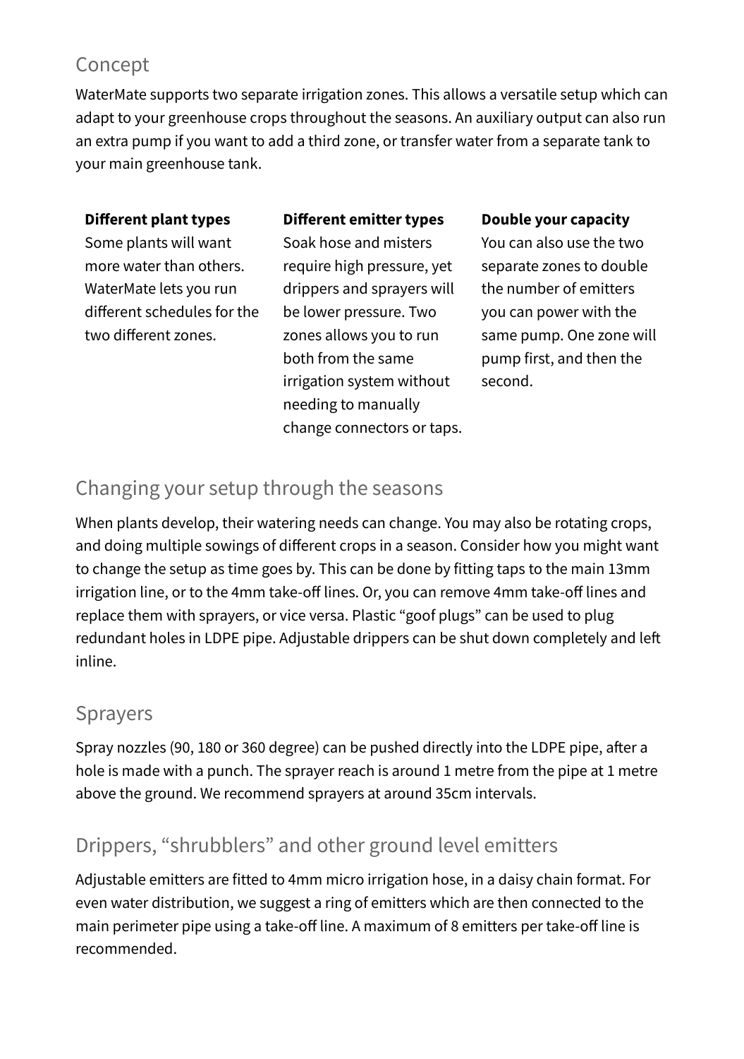## Concept

WaterMate supports two separate irrigation zones. This allows a versatile setup which can adapt to your greenhouse crops throughout the seasons. An auxiliary output can also run an extra pump if you want to add a third zone, or transfer water from a separate tank to your main greenhouse tank.

**Different plant types**
Some plants will want more water than others. WaterMate lets you run different schedules for the two different zones.

**Different emitter types**
Soak hose and misters require high pressure, yet drippers and sprayers will be lower pressure. Two zones allows you to run both from the same irrigation system without needing to manually change connectors or taps.

**Double your capacity**
You can also use the two separate zones to double the number of emitters you can power with the same pump. One zone will pump first, and then the second.

## Changing your setup through the seasons

When plants develop, their watering needs can change. You may also be rotating crops, and doing multiple sowings of different crops in a season. Consider how you might want to change the setup as time goes by. This can be done by fitting taps to the main 13mm irrigation line, or to the 4mm take-off lines. Or, you can remove 4mm take-off lines and replace them with sprayers, or vice versa. Plastic "goof plugs" can be used to plug redundant holes in LDPE pipe. Adjustable drippers can be shut down completely and left inline.

## Sprayers

Spray nozzles (90, 180 or 360 degree) can be pushed directly into the LDPE pipe, after a hole is made with a punch. The sprayer reach is around 1 metre from the pipe at 1 metre above the ground. We recommend sprayers at around 35cm intervals.

## Drippers, "shrubblers" and other ground level emitters

Adjustable emitters are fitted to 4mm micro irrigation hose, in a daisy chain format. For even water distribution, we suggest a ring of emitters which are then connected to the main perimeter pipe using a take-off line. A maximum of 8 emitters per take-off line is recommended.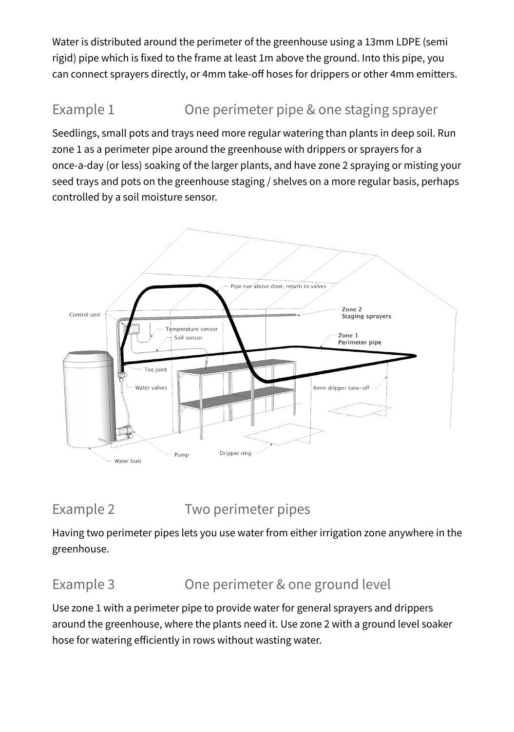Water is distributed around the perimeter of the greenhouse using a 13mm LDPE (semi rigid) pipe which is fixed to the frame at least 1m above the ground. Into this pipe, you can connect sprayers directly, or 4mm take-off hoses for drippers or other 4mm emitters.

## Example 1 One perimeter pipe & one staging sprayer

Seedlings, small pots and trays need more regular watering than plants in deep soil. Run zone 1 as a perimeter pipe around the greenhouse with drippers or sprayers for a once-a-day (or less) soaking of the larger plants, and have zone 2 spraying or misting your seed trays and pots on the greenhouse staging / shelves on a more regular basis, perhaps controlled by a soil moisture sensor.

## Example 2 Two perimeter pipes

Having two perimeter pipes lets you use water from either irrigation zone anywhere in the greenhouse.

## Example 3 One perimeter & one ground level

Use zone 1 with a perimeter pipe to provide water for general sprayers and drippers around the greenhouse, where the plants need it. Use zone 2 with a ground level soaker hose for watering efficiently in rows without wasting water.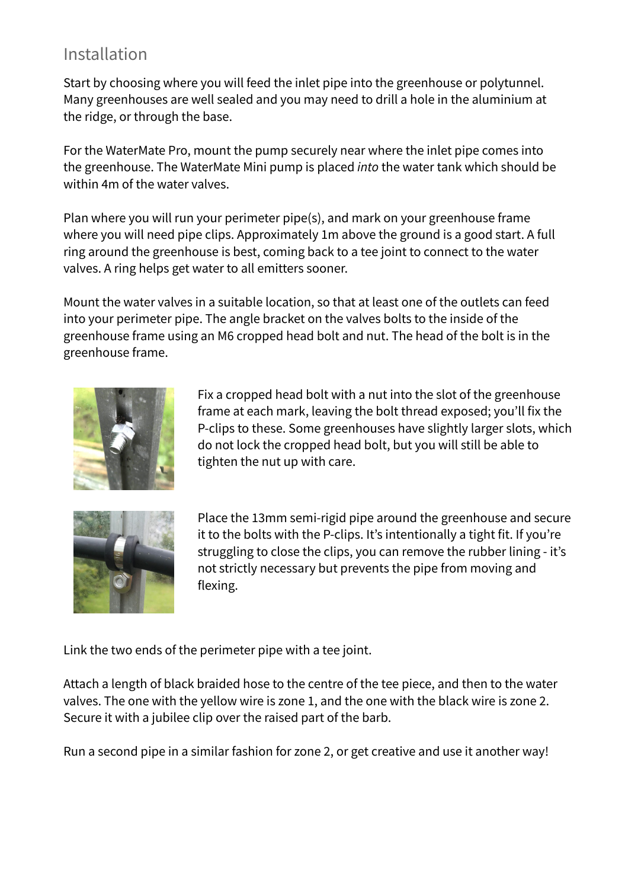## Installation

Start by choosing where you will feed the inlet pipe into the greenhouse or polytunnel. Many greenhouses are well sealed and you may need to drill a hole in the aluminium at the ridge, or through the base.

For the WaterMate Pro, mount the pump securely near where the inlet pipe comes into the greenhouse. The WaterMate Mini pump is placed *into* the water tank which should be within 4m of the water valves.

Plan where you will run your perimeter pipe(s), and mark on your greenhouse frame where you will need pipe clips. Approximately 1m above the ground is a good start. A full ring around the greenhouse is best, coming back to a tee joint to connect to the water valves. A ring helps get water to all emitters sooner.

Mount the water valves in a suitable location, so that at least one of the outlets can feed into your perimeter pipe. The angle bracket on the valves bolts to the inside of the greenhouse frame using an M6 cropped head bolt and nut. The head of the bolt is in the greenhouse frame.

Fix a cropped head bolt with a nut into the slot of the greenhouse frame at each mark, leaving the bolt thread exposed; you'll fix the P-clips to these. Some greenhouses have slightly larger slots, which do not lock the cropped head bolt, but you will still be able to tighten the nut up with care.

Place the 13mm semi-rigid pipe around the greenhouse and secure it to the bolts with the P-clips. It's intentionally a tight fit. If you're struggling to close the clips, you can remove the rubber lining - it's not strictly necessary but prevents the pipe from moving and flexing.

Link the two ends of the perimeter pipe with a tee joint.

Attach a length of black braided hose to the centre of the tee piece, and then to the water valves. The one with the yellow wire is zone 1, and the one with the black wire is zone 2. Secure it with a jubilee clip over the raised part of the barb.

Run a second pipe in a similar fashion for zone 2, or get creative and use it another way!